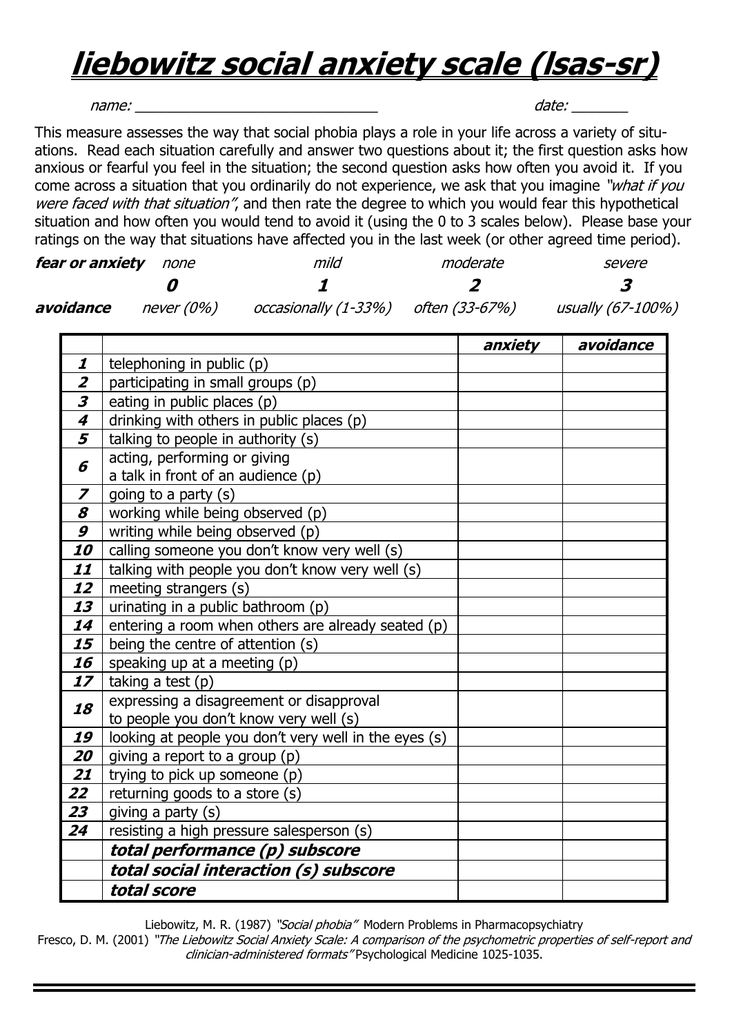# ***liebowitz social anxiety scale (lsas-sr)***

*name:* ____________________________ *date:* _______

This measure assesses the way that social phobia plays a role in your life across a variety of situations. Read each situation carefully and answer two questions about it; the first question asks how anxious or fearful you feel in the situation; the second question asks how often you avoid it. If you come across a situation that you ordinarily do not experience, we ask that you imagine *"what if you were faced with that situation"*, and then rate the degree to which you would fear this hypothetical situation and how often you would tend to avoid it (using the 0 to 3 scales below). Please base your ratings on the way that situations have affected you in the last week (or other agreed time period).

| | | | | |
|---|---|---|---|---|
| ***fear or anxiety*** | *none* | *mild* | *moderate* | *severe* |
| | ***0*** | ***1*** | ***2*** | ***3*** |
| ***avoidance*** | *never (0%)* | *occasionally (1-33%)* | *often (33-67%)* | *usually (67-100%)* |

| | | ***anxiety*** | ***avoidance*** |
|---|---|---|---|
| ***1*** | telephoning in public (p) | | |
| ***2*** | participating in small groups (p) | | |
| ***3*** | eating in public places (p) | | |
| ***4*** | drinking with others in public places (p) | | |
| ***5*** | talking to people in authority (s) | | |
| ***6*** | acting, performing or giving a talk in front of an audience (p) | | |
| ***7*** | going to a party (s) | | |
| ***8*** | working while being observed (p) | | |
| ***9*** | writing while being observed (p) | | |
| ***10*** | calling someone you don't know very well (s) | | |
| ***11*** | talking with people you don't know very well (s) | | |
| ***12*** | meeting strangers (s) | | |
| ***13*** | urinating in a public bathroom (p) | | |
| ***14*** | entering a room when others are already seated (p) | | |
| ***15*** | being the centre of attention (s) | | |
| ***16*** | speaking up at a meeting (p) | | |
| ***17*** | taking a test (p) | | |
| ***18*** | expressing a disagreement or disapproval to people you don't know very well (s) | | |
| ***19*** | looking at people you don't very well in the eyes (s) | | |
| ***20*** | giving a report to a group (p) | | |
| ***21*** | trying to pick up someone (p) | | |
| ***22*** | returning goods to a store (s) | | |
| ***23*** | giving a party (s) | | |
| ***24*** | resisting a high pressure salesperson (s) | | |
| | ***total performance (p) subscore*** | | |
| | ***total social interaction (s) subscore*** | | |
| | ***total score*** | | |

Liebowitz, M. R. (1987) *"Social phobia"* Modern Problems in Pharmacopsychiatry

Fresco, D. M. (2001) *"The Liebowitz Social Anxiety Scale: A comparison of the psychometric properties of self-report and clinician-administered formats"* Psychological Medicine 1025-1035.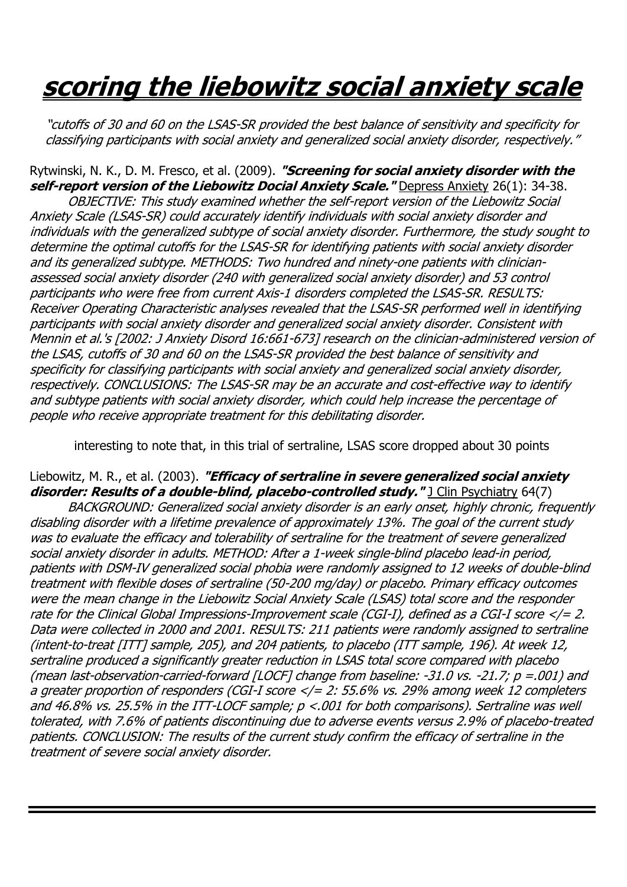# scoring the liebowitz social anxiety scale

*"cutoffs of 30 and 60 on the LSAS-SR provided the best balance of sensitivity and specificity for classifying participants with social anxiety and generalized social anxiety disorder, respectively."*

Rytwinski, N. K., D. M. Fresco, et al. (2009). ***"Screening for social anxiety disorder with the self-report version of the Liebowitz Docial Anxiety Scale."*** Depress Anxiety 26(1): 34-38.

*OBJECTIVE: This study examined whether the self-report version of the Liebowitz Social Anxiety Scale (LSAS-SR) could accurately identify individuals with social anxiety disorder and individuals with the generalized subtype of social anxiety disorder. Furthermore, the study sought to determine the optimal cutoffs for the LSAS-SR for identifying patients with social anxiety disorder and its generalized subtype. METHODS: Two hundred and ninety-one patients with clinician-assessed social anxiety disorder (240 with generalized social anxiety disorder) and 53 control participants who were free from current Axis-1 disorders completed the LSAS-SR. RESULTS: Receiver Operating Characteristic analyses revealed that the LSAS-SR performed well in identifying participants with social anxiety disorder and generalized social anxiety disorder. Consistent with Mennin et al.'s [2002: J Anxiety Disord 16:661-673] research on the clinician-administered version of the LSAS, cutoffs of 30 and 60 on the LSAS-SR provided the best balance of sensitivity and specificity for classifying participants with social anxiety and generalized social anxiety disorder, respectively. CONCLUSIONS: The LSAS-SR may be an accurate and cost-effective way to identify and subtype patients with social anxiety disorder, which could help increase the percentage of people who receive appropriate treatment for this debilitating disorder.*

interesting to note that, in this trial of sertraline, LSAS score dropped about 30 points

Liebowitz, M. R., et al. (2003). ***"Efficacy of sertraline in severe generalized social anxiety disorder: Results of a double-blind, placebo-controlled study."*** J Clin Psychiatry 64(7)

*BACKGROUND: Generalized social anxiety disorder is an early onset, highly chronic, frequently disabling disorder with a lifetime prevalence of approximately 13%. The goal of the current study was to evaluate the efficacy and tolerability of sertraline for the treatment of severe generalized social anxiety disorder in adults. METHOD: After a 1-week single-blind placebo lead-in period, patients with DSM-IV generalized social phobia were randomly assigned to 12 weeks of double-blind treatment with flexible doses of sertraline (50-200 mg/day) or placebo. Primary efficacy outcomes were the mean change in the Liebowitz Social Anxiety Scale (LSAS) total score and the responder rate for the Clinical Global Impressions-Improvement scale (CGI-I), defined as a CGI-I score </= 2. Data were collected in 2000 and 2001. RESULTS: 211 patients were randomly assigned to sertraline (intent-to-treat [ITT] sample, 205), and 204 patients, to placebo (ITT sample, 196). At week 12, sertraline produced a significantly greater reduction in LSAS total score compared with placebo (mean last-observation-carried-forward [LOCF] change from baseline: -31.0 vs. -21.7; p =.001) and a greater proportion of responders (CGI-I score </= 2: 55.6% vs. 29% among week 12 completers and 46.8% vs. 25.5% in the ITT-LOCF sample; p <.001 for both comparisons). Sertraline was well tolerated, with 7.6% of patients discontinuing due to adverse events versus 2.9% of placebo-treated patients. CONCLUSION: The results of the current study confirm the efficacy of sertraline in the treatment of severe social anxiety disorder.*